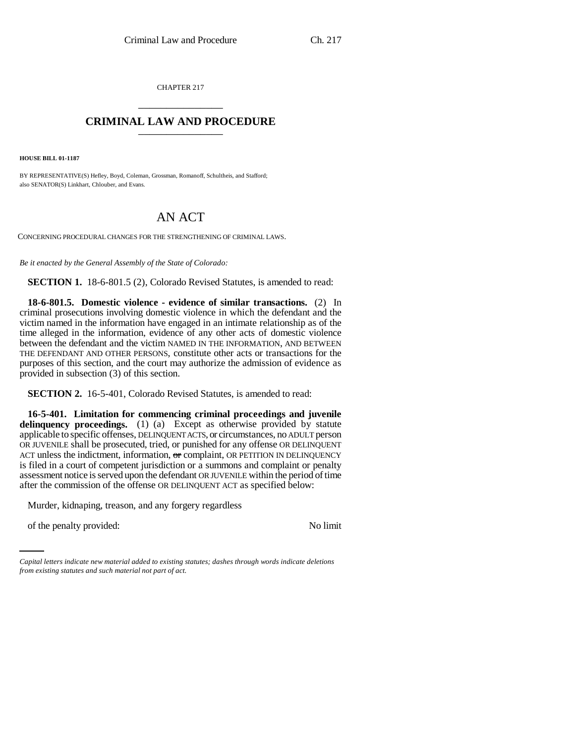CHAPTER 217

# CRIMINAL LAW AND PROCEDURE

**HOUSE BILL 01-1187**

BY REPRESENTATIVE(S) Hefley, Boyd, Coleman, Grossman, Romanoff, Schultheis, and Stafford;
also SENATOR(S) Linkhart, Chlouber, and Evans.

## AN ACT

CONCERNING PROCEDURAL CHANGES FOR THE STRENGTHENING OF CRIMINAL LAWS.

*Be it enacted by the General Assembly of the State of Colorado:*

**SECTION 1.** 18-6-801.5 (2), Colorado Revised Statutes, is amended to read:

**18-6-801.5. Domestic violence - evidence of similar transactions.** (2) In criminal prosecutions involving domestic violence in which the defendant and the victim named in the information have engaged in an intimate relationship as of the time alleged in the information, evidence of any other acts of domestic violence between the defendant and the victim NAMED IN THE INFORMATION, AND BETWEEN THE DEFENDANT AND OTHER PERSONS, constitute other acts or transactions for the purposes of this section, and the court may authorize the admission of evidence as provided in subsection (3) of this section.

**SECTION 2.** 16-5-401, Colorado Revised Statutes, is amended to read:

**16-5-401. Limitation for commencing criminal proceedings and juvenile delinquency proceedings.** (1) (a) Except as otherwise provided by statute applicable to specific offenses, DELINQUENT ACTS, or circumstances, no ADULT person OR JUVENILE shall be prosecuted, tried, or punished for any offense OR DELINQUENT ACT unless the indictment, information, ~~or~~ complaint, OR PETITION IN DELINQUENCY is filed in a court of competent jurisdiction or a summons and complaint or penalty assessment notice is served upon the defendant OR JUVENILE within the period of time after the commission of the offense OR DELINQUENT ACT as specified below:

| | |
|---|---|
| Murder, kidnaping, treason, and any forgery regardless of the penalty provided: | No limit |

*Capital letters indicate new material added to existing statutes; dashes through words indicate deletions from existing statutes and such material not part of act.*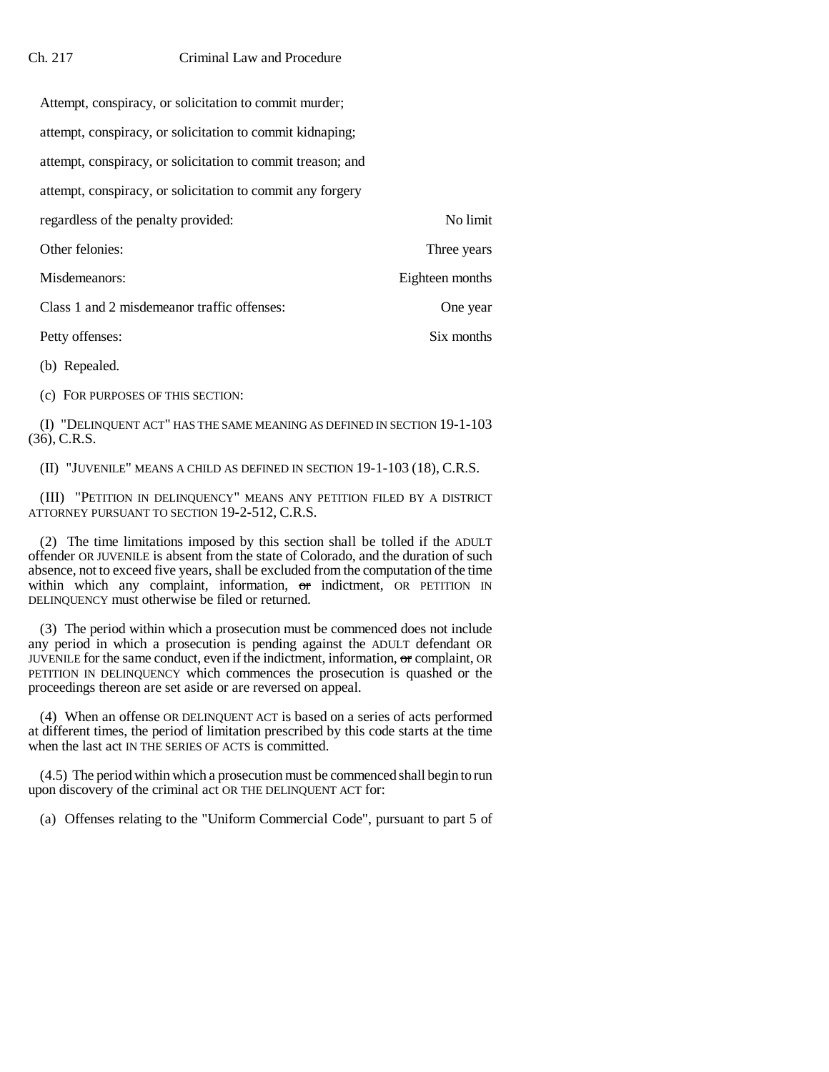| | |
|---|---|
| Attempt, conspiracy, or solicitation to commit murder; attempt, conspiracy, or solicitation to commit kidnaping; attempt, conspiracy, or solicitation to commit treason; and attempt, conspiracy, or solicitation to commit any forgery regardless of the penalty provided: | No limit |
| Other felonies: | Three years |
| Misdemeanors: | Eighteen months |
| Class 1 and 2 misdemeanor traffic offenses: | One year |
| Petty offenses: | Six months |

(b) Repealed.

(c) FOR PURPOSES OF THIS SECTION:

(I) "DELINQUENT ACT" HAS THE SAME MEANING AS DEFINED IN SECTION 19-1-103 (36), C.R.S.

(II) "JUVENILE" MEANS A CHILD AS DEFINED IN SECTION 19-1-103 (18), C.R.S.

(III) "PETITION IN DELINQUENCY" MEANS ANY PETITION FILED BY A DISTRICT ATTORNEY PURSUANT TO SECTION 19-2-512, C.R.S.

(2) The time limitations imposed by this section shall be tolled if the ADULT offender OR JUVENILE is absent from the state of Colorado, and the duration of such absence, not to exceed five years, shall be excluded from the computation of the time within which any complaint, information, ~~or~~ indictment, OR PETITION IN DELINQUENCY must otherwise be filed or returned.

(3) The period within which a prosecution must be commenced does not include any period in which a prosecution is pending against the ADULT defendant OR JUVENILE for the same conduct, even if the indictment, information, ~~or~~ complaint, OR PETITION IN DELINQUENCY which commences the prosecution is quashed or the proceedings thereon are set aside or are reversed on appeal.

(4) When an offense OR DELINQUENT ACT is based on a series of acts performed at different times, the period of limitation prescribed by this code starts at the time when the last act IN THE SERIES OF ACTS is committed.

(4.5) The period within which a prosecution must be commenced shall begin to run upon discovery of the criminal act OR THE DELINQUENT ACT for:

(a) Offenses relating to the "Uniform Commercial Code", pursuant to part 5 of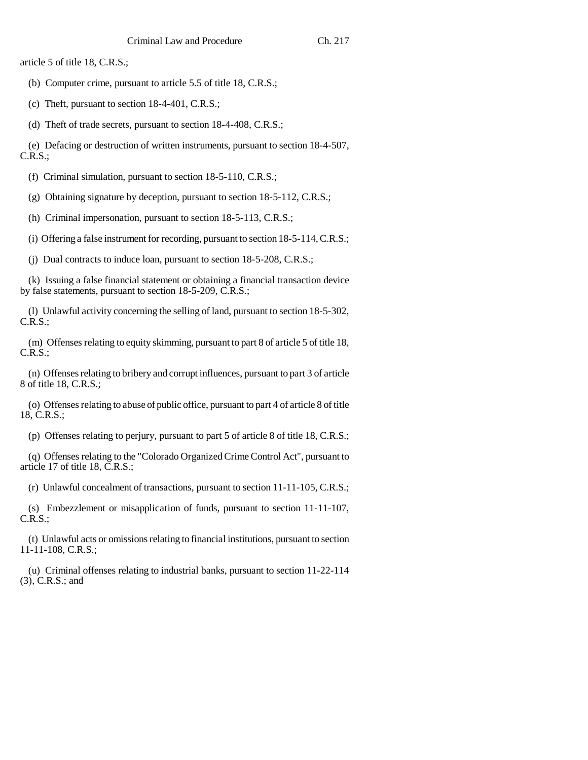article 5 of title 18, C.R.S.;

(b) Computer crime, pursuant to article 5.5 of title 18, C.R.S.;

(c) Theft, pursuant to section 18-4-401, C.R.S.;

(d) Theft of trade secrets, pursuant to section 18-4-408, C.R.S.;

(e) Defacing or destruction of written instruments, pursuant to section 18-4-507, C.R.S.;

(f) Criminal simulation, pursuant to section 18-5-110, C.R.S.;

(g) Obtaining signature by deception, pursuant to section 18-5-112, C.R.S.;

(h) Criminal impersonation, pursuant to section 18-5-113, C.R.S.;

(i) Offering a false instrument for recording, pursuant to section 18-5-114, C.R.S.;

(j) Dual contracts to induce loan, pursuant to section 18-5-208, C.R.S.;

(k) Issuing a false financial statement or obtaining a financial transaction device by false statements, pursuant to section 18-5-209, C.R.S.;

(l) Unlawful activity concerning the selling of land, pursuant to section 18-5-302, C.R.S.;

(m) Offenses relating to equity skimming, pursuant to part 8 of article 5 of title 18, C.R.S.;

(n) Offenses relating to bribery and corrupt influences, pursuant to part 3 of article 8 of title 18, C.R.S.;

(o) Offenses relating to abuse of public office, pursuant to part 4 of article 8 of title 18, C.R.S.;

(p) Offenses relating to perjury, pursuant to part 5 of article 8 of title 18, C.R.S.;

(q) Offenses relating to the "Colorado Organized Crime Control Act", pursuant to article 17 of title 18, C.R.S.;

(r) Unlawful concealment of transactions, pursuant to section 11-11-105, C.R.S.;

(s) Embezzlement or misapplication of funds, pursuant to section 11-11-107, C.R.S.;

(t) Unlawful acts or omissions relating to financial institutions, pursuant to section 11-11-108, C.R.S.;

(u) Criminal offenses relating to industrial banks, pursuant to section 11-22-114 (3), C.R.S.; and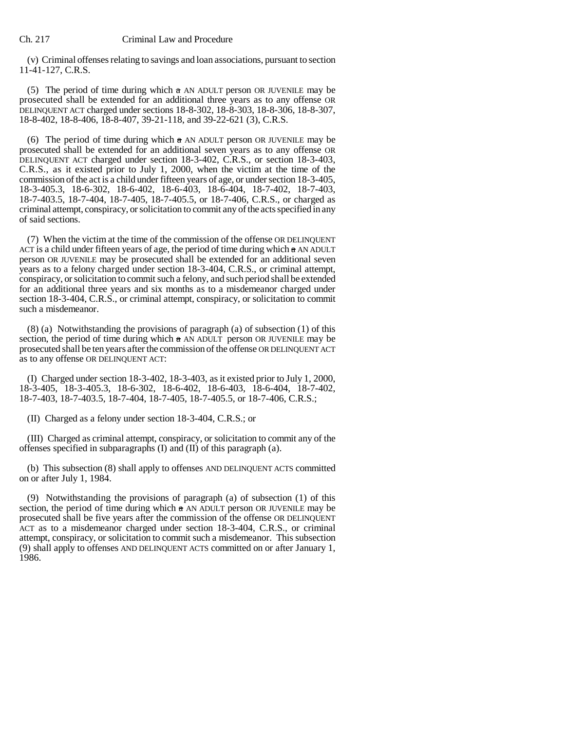(v) Criminal offenses relating to savings and loan associations, pursuant to section 11-41-127, C.R.S.

(5) The period of time during which a AN ADULT person OR JUVENILE may be prosecuted shall be extended for an additional three years as to any offense OR DELINQUENT ACT charged under sections 18-8-302, 18-8-303, 18-8-306, 18-8-307, 18-8-402, 18-8-406, 18-8-407, 39-21-118, and 39-22-621 (3), C.R.S.

(6) The period of time during which a AN ADULT person OR JUVENILE may be prosecuted shall be extended for an additional seven years as to any offense OR DELINQUENT ACT charged under section 18-3-402, C.R.S., or section 18-3-403, C.R.S., as it existed prior to July 1, 2000, when the victim at the time of the commission of the act is a child under fifteen years of age, or under section 18-3-405, 18-3-405.3, 18-6-302, 18-6-402, 18-6-403, 18-6-404, 18-7-402, 18-7-403, 18-7-403.5, 18-7-404, 18-7-405, 18-7-405.5, or 18-7-406, C.R.S., or charged as criminal attempt, conspiracy, or solicitation to commit any of the acts specified in any of said sections.

(7) When the victim at the time of the commission of the offense OR DELINQUENT ACT is a child under fifteen years of age, the period of time during which a AN ADULT person OR JUVENILE may be prosecuted shall be extended for an additional seven years as to a felony charged under section 18-3-404, C.R.S., or criminal attempt, conspiracy, or solicitation to commit such a felony, and such period shall be extended for an additional three years and six months as to a misdemeanor charged under section 18-3-404, C.R.S., or criminal attempt, conspiracy, or solicitation to commit such a misdemeanor.

(8) (a) Notwithstanding the provisions of paragraph (a) of subsection (1) of this section, the period of time during which a AN ADULT person OR JUVENILE may be prosecuted shall be ten years after the commission of the offense OR DELINQUENT ACT as to any offense OR DELINQUENT ACT:

(I) Charged under section 18-3-402, 18-3-403, as it existed prior to July 1, 2000, 18-3-405, 18-3-405.3, 18-6-302, 18-6-402, 18-6-403, 18-6-404, 18-7-402, 18-7-403, 18-7-403.5, 18-7-404, 18-7-405, 18-7-405.5, or 18-7-406, C.R.S.;

(II) Charged as a felony under section 18-3-404, C.R.S.; or

(III) Charged as criminal attempt, conspiracy, or solicitation to commit any of the offenses specified in subparagraphs (I) and (II) of this paragraph (a).

(b) This subsection (8) shall apply to offenses AND DELINQUENT ACTS committed on or after July 1, 1984.

(9) Notwithstanding the provisions of paragraph (a) of subsection (1) of this section, the period of time during which a AN ADULT person OR JUVENILE may be prosecuted shall be five years after the commission of the offense OR DELINQUENT ACT as to a misdemeanor charged under section 18-3-404, C.R.S., or criminal attempt, conspiracy, or solicitation to commit such a misdemeanor. This subsection (9) shall apply to offenses AND DELINQUENT ACTS committed on or after January 1, 1986.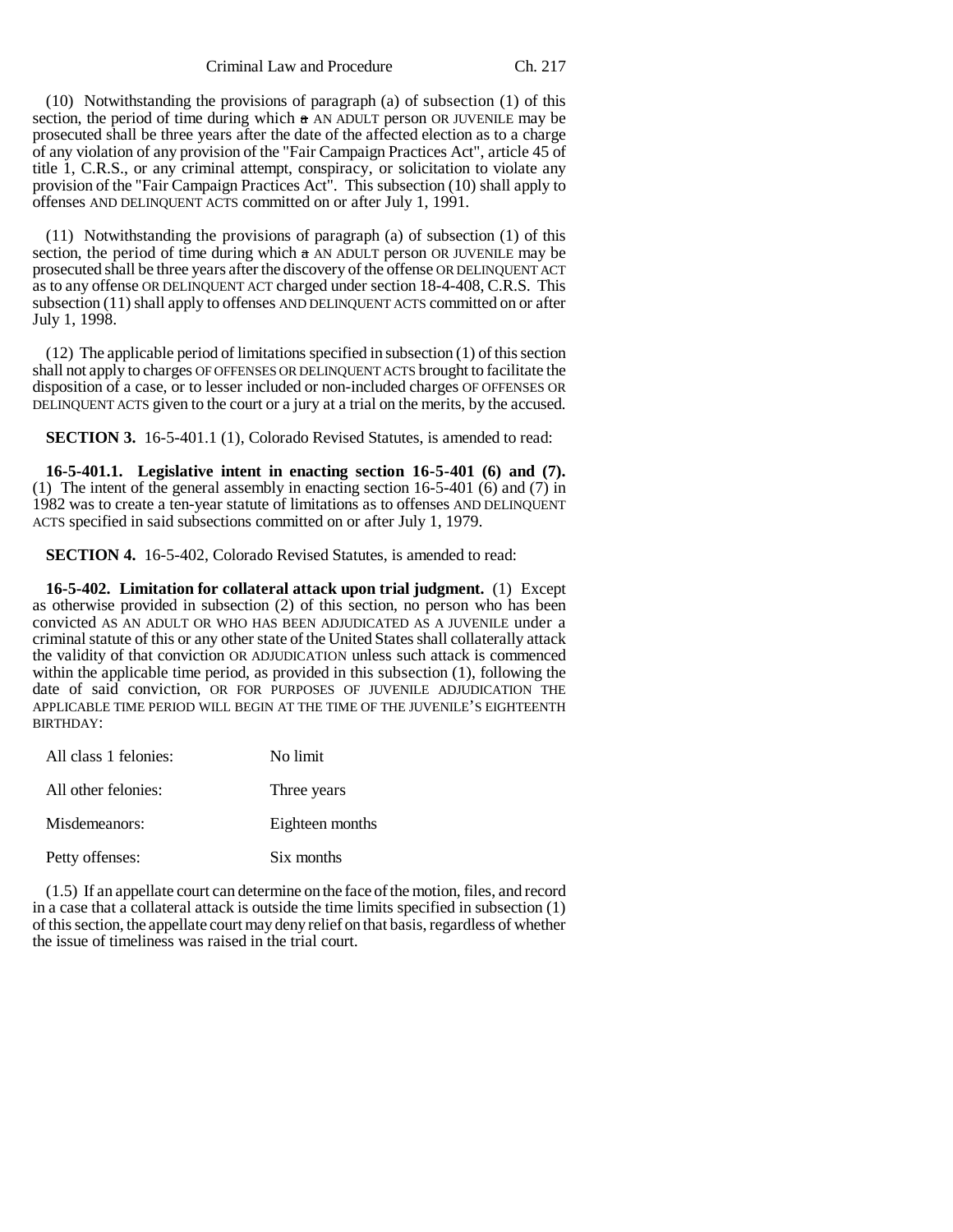(10) Notwithstanding the provisions of paragraph (a) of subsection (1) of this section, the period of time during which a AN ADULT person OR JUVENILE may be prosecuted shall be three years after the date of the affected election as to a charge of any violation of any provision of the "Fair Campaign Practices Act", article 45 of title 1, C.R.S., or any criminal attempt, conspiracy, or solicitation to violate any provision of the "Fair Campaign Practices Act". This subsection (10) shall apply to offenses AND DELINQUENT ACTS committed on or after July 1, 1991.

(11) Notwithstanding the provisions of paragraph (a) of subsection (1) of this section, the period of time during which a AN ADULT person OR JUVENILE may be prosecuted shall be three years after the discovery of the offense OR DELINQUENT ACT as to any offense OR DELINQUENT ACT charged under section 18-4-408, C.R.S. This subsection (11) shall apply to offenses AND DELINQUENT ACTS committed on or after July 1, 1998.

(12) The applicable period of limitations specified in subsection (1) of this section shall not apply to charges OF OFFENSES OR DELINQUENT ACTS brought to facilitate the disposition of a case, or to lesser included or non-included charges OF OFFENSES OR DELINQUENT ACTS given to the court or a jury at a trial on the merits, by the accused.

**SECTION 3.** 16-5-401.1 (1), Colorado Revised Statutes, is amended to read:

**16-5-401.1. Legislative intent in enacting section 16-5-401 (6) and (7).** (1) The intent of the general assembly in enacting section 16-5-401 (6) and (7) in 1982 was to create a ten-year statute of limitations as to offenses AND DELINQUENT ACTS specified in said subsections committed on or after July 1, 1979.

**SECTION 4.** 16-5-402, Colorado Revised Statutes, is amended to read:

**16-5-402. Limitation for collateral attack upon trial judgment.** (1) Except as otherwise provided in subsection (2) of this section, no person who has been convicted AS AN ADULT OR WHO HAS BEEN ADJUDICATED AS A JUVENILE under a criminal statute of this or any other state of the United States shall collaterally attack the validity of that conviction OR ADJUDICATION unless such attack is commenced within the applicable time period, as provided in this subsection (1), following the date of said conviction, OR FOR PURPOSES OF JUVENILE ADJUDICATION THE APPLICABLE TIME PERIOD WILL BEGIN AT THE TIME OF THE JUVENILE'S EIGHTEENTH BIRTHDAY:

| | |
|---|---|
| All class 1 felonies: | No limit |
| All other felonies: | Three years |
| Misdemeanors: | Eighteen months |
| Petty offenses: | Six months |

(1.5) If an appellate court can determine on the face of the motion, files, and record in a case that a collateral attack is outside the time limits specified in subsection (1) of this section, the appellate court may deny relief on that basis, regardless of whether the issue of timeliness was raised in the trial court.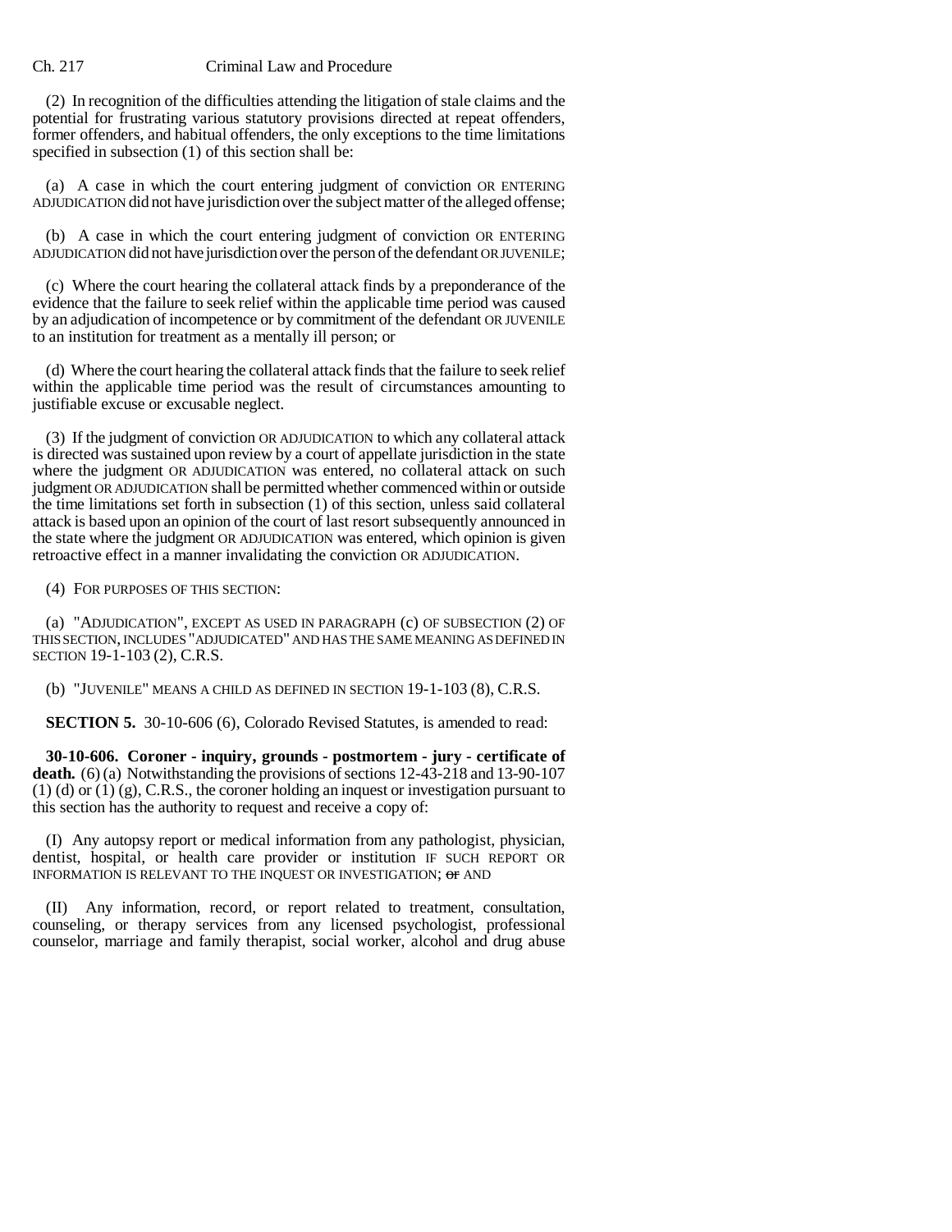(2) In recognition of the difficulties attending the litigation of stale claims and the potential for frustrating various statutory provisions directed at repeat offenders, former offenders, and habitual offenders, the only exceptions to the time limitations specified in subsection (1) of this section shall be:

(a) A case in which the court entering judgment of conviction OR ENTERING ADJUDICATION did not have jurisdiction over the subject matter of the alleged offense;

(b) A case in which the court entering judgment of conviction OR ENTERING ADJUDICATION did not have jurisdiction over the person of the defendant OR JUVENILE;

(c) Where the court hearing the collateral attack finds by a preponderance of the evidence that the failure to seek relief within the applicable time period was caused by an adjudication of incompetence or by commitment of the defendant OR JUVENILE to an institution for treatment as a mentally ill person; or

(d) Where the court hearing the collateral attack finds that the failure to seek relief within the applicable time period was the result of circumstances amounting to justifiable excuse or excusable neglect.

(3) If the judgment of conviction OR ADJUDICATION to which any collateral attack is directed was sustained upon review by a court of appellate jurisdiction in the state where the judgment OR ADJUDICATION was entered, no collateral attack on such judgment OR ADJUDICATION shall be permitted whether commenced within or outside the time limitations set forth in subsection (1) of this section, unless said collateral attack is based upon an opinion of the court of last resort subsequently announced in the state where the judgment OR ADJUDICATION was entered, which opinion is given retroactive effect in a manner invalidating the conviction OR ADJUDICATION.

(4) FOR PURPOSES OF THIS SECTION:

(a) "ADJUDICATION", EXCEPT AS USED IN PARAGRAPH (c) OF SUBSECTION (2) OF THIS SECTION, INCLUDES "ADJUDICATED" AND HAS THE SAME MEANING AS DEFINED IN SECTION 19-1-103 (2), C.R.S.

(b) "JUVENILE" MEANS A CHILD AS DEFINED IN SECTION 19-1-103 (8), C.R.S.

**SECTION 5.** 30-10-606 (6), Colorado Revised Statutes, is amended to read:

**30-10-606. Coroner - inquiry, grounds - postmortem - jury - certificate of death.** (6) (a) Notwithstanding the provisions of sections 12-43-218 and 13-90-107 (1) (d) or (1) (g), C.R.S., the coroner holding an inquest or investigation pursuant to this section has the authority to request and receive a copy of:

(I) Any autopsy report or medical information from any pathologist, physician, dentist, hospital, or health care provider or institution IF SUCH REPORT OR INFORMATION IS RELEVANT TO THE INQUEST OR INVESTIGATION; ~~or~~ AND

(II) Any information, record, or report related to treatment, consultation, counseling, or therapy services from any licensed psychologist, professional counselor, marriage and family therapist, social worker, alcohol and drug abuse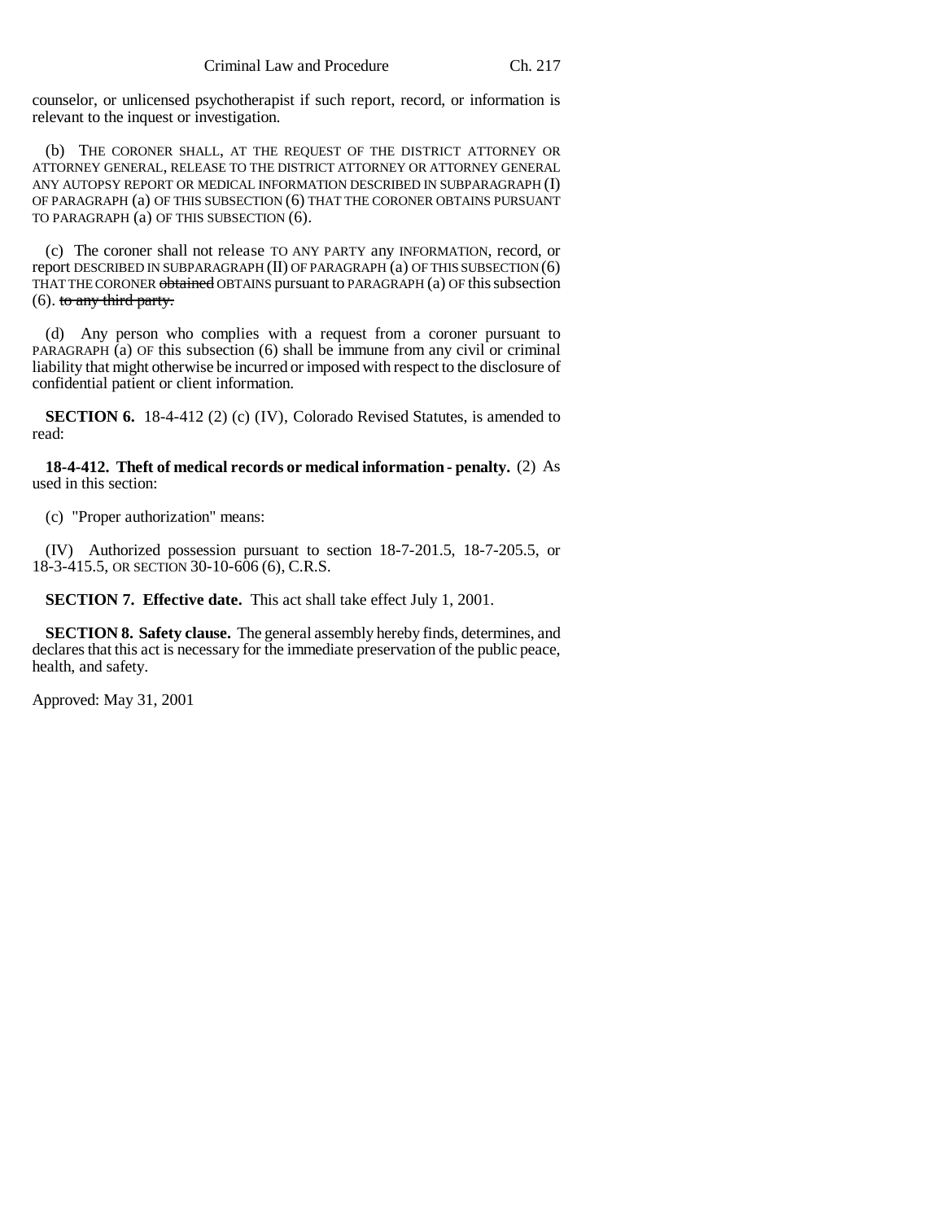counselor, or unlicensed psychotherapist if such report, record, or information is relevant to the inquest or investigation.

(b) THE CORONER SHALL, AT THE REQUEST OF THE DISTRICT ATTORNEY OR ATTORNEY GENERAL, RELEASE TO THE DISTRICT ATTORNEY OR ATTORNEY GENERAL ANY AUTOPSY REPORT OR MEDICAL INFORMATION DESCRIBED IN SUBPARAGRAPH (I) OF PARAGRAPH (a) OF THIS SUBSECTION (6) THAT THE CORONER OBTAINS PURSUANT TO PARAGRAPH (a) OF THIS SUBSECTION (6).

(c) The coroner shall not release TO ANY PARTY any INFORMATION, record, or report DESCRIBED IN SUBPARAGRAPH (II) OF PARAGRAPH (a) OF THIS SUBSECTION (6) THAT THE CORONER ~~obtained~~ OBTAINS pursuant to PARAGRAPH (a) OF this subsection (6). ~~to any third party.~~

(d) Any person who complies with a request from a coroner pursuant to PARAGRAPH (a) OF this subsection (6) shall be immune from any civil or criminal liability that might otherwise be incurred or imposed with respect to the disclosure of confidential patient or client information.

**SECTION 6.** 18-4-412 (2) (c) (IV), Colorado Revised Statutes, is amended to read:

**18-4-412. Theft of medical records or medical information - penalty.** (2) As used in this section:

(c) "Proper authorization" means:

(IV) Authorized possession pursuant to section 18-7-201.5, 18-7-205.5, or 18-3-415.5, OR SECTION 30-10-606 (6), C.R.S.

**SECTION 7. Effective date.** This act shall take effect July 1, 2001.

**SECTION 8. Safety clause.** The general assembly hereby finds, determines, and declares that this act is necessary for the immediate preservation of the public peace, health, and safety.

Approved: May 31, 2001